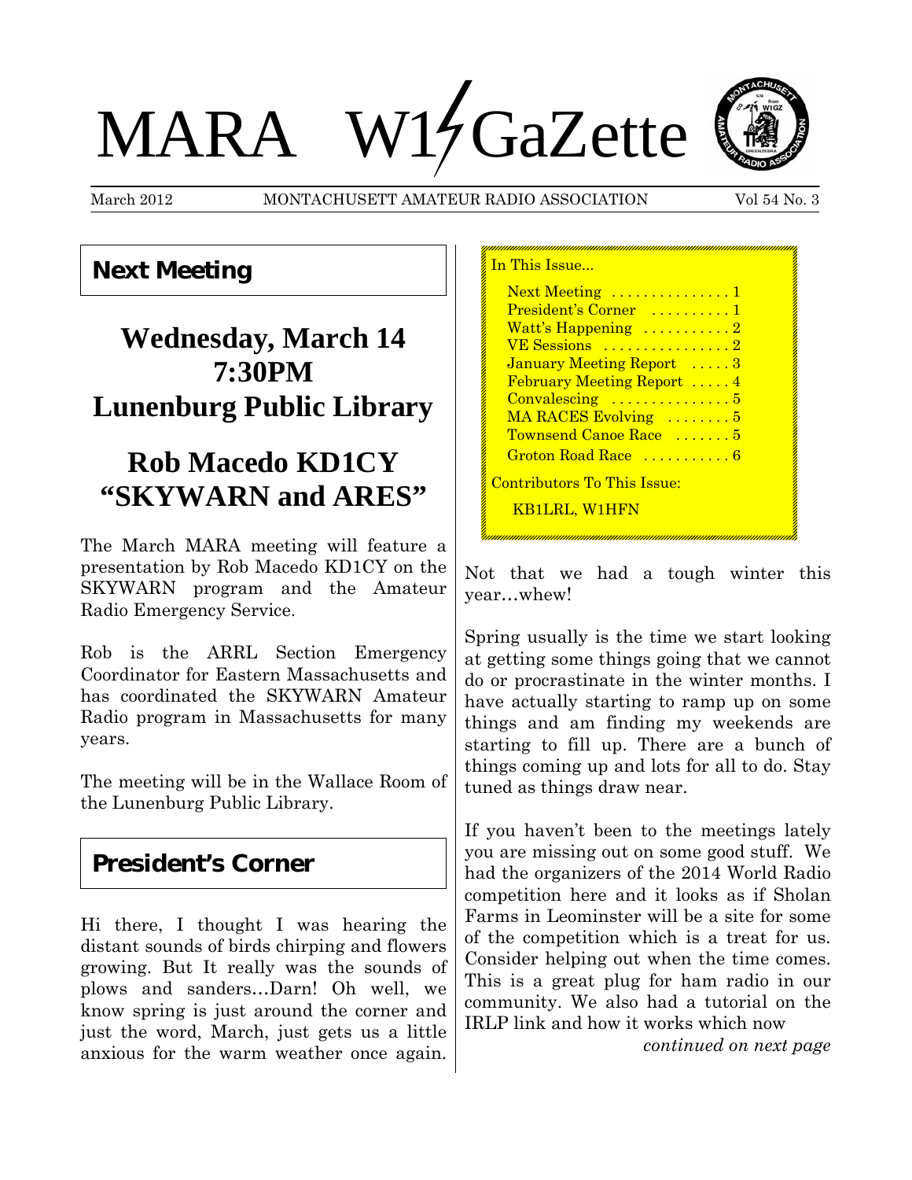# MARA W1GaZette

March 2012 MONTACHUSETT AMATEUR RADIO ASSOCIATION Vol 54 No. 3

## Next Meeting

# Wednesday, March 14
# 7:30PM
# Lunenburg Public Library

# Rob Macedo KD1CY
# "SKYWARN and ARES"

The March MARA meeting will feature a presentation by Rob Macedo KD1CY on the SKYWARN program and the Amateur Radio Emergency Service.

Rob is the ARRL Section Emergency Coordinator for Eastern Massachusetts and has coordinated the SKYWARN Amateur Radio program in Massachusetts for many years.

The meeting will be in the Wallace Room of the Lunenburg Public Library.

## President's Corner

Hi there, I thought I was hearing the distant sounds of birds chirping and flowers growing. But It really was the sounds of plows and sanders…Darn! Oh well, we know spring is just around the corner and just the word, March, just gets us a little anxious for the warm weather once again. Not that we had a tough winter this year…whew!

Spring usually is the time we start looking at getting some things going that we cannot do or procrastinate in the winter months. I have actually starting to ramp up on some things and am finding my weekends are starting to fill up. There are a bunch of things coming up and lots for all to do. Stay tuned as things draw near.

If you haven't been to the meetings lately you are missing out on some good stuff. We had the organizers of the 2014 World Radio competition here and it looks as if Sholan Farms in Leominster will be a site for some of the competition which is a treat for us. Consider helping out when the time comes. This is a great plug for ham radio in our community. We also had a tutorial on the IRLP link and how it works which now

*continued on next page*

In This Issue...

- Next Meeting . . . . . . . . . . . . . . 1
- President's Corner . . . . . . . . . . 1
- Watt's Happening . . . . . . . . . . . 2
- VE Sessions . . . . . . . . . . . . . . . 2
- January Meeting Report . . . . . 3
- February Meeting Report . . . . . 4
- Convalescing . . . . . . . . . . . . . . 5
- MA RACES Evolving . . . . . . . . 5
- Townsend Canoe Race . . . . . . . 5
- Groton Road Race . . . . . . . . . . 6

Contributors To This Issue:

KB1LRL, W1HFN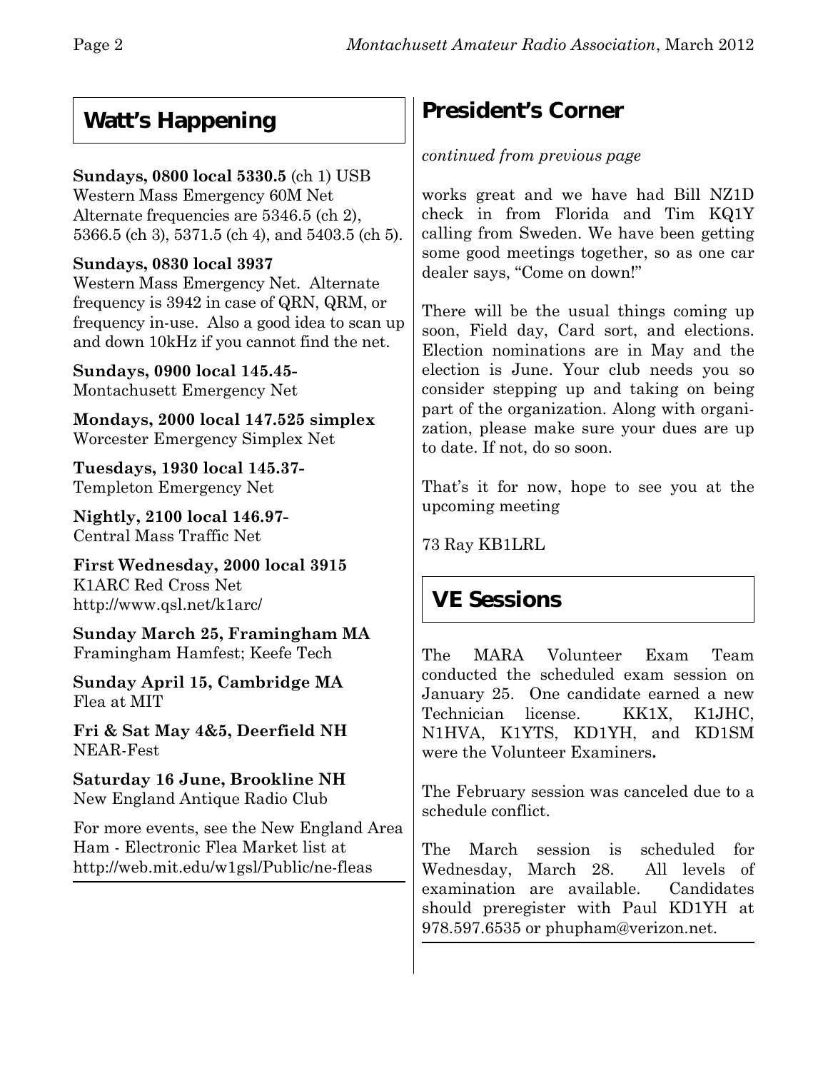## Watt's Happening

**Sundays, 0800 local 5330.5** (ch 1) USB
Western Mass Emergency 60M Net
Alternate frequencies are 5346.5 (ch 2), 5366.5 (ch 3), 5371.5 (ch 4), and 5403.5 (ch 5).

**Sundays, 0830 local 3937**
Western Mass Emergency Net. Alternate frequency is 3942 in case of QRN, QRM, or frequency in-use. Also a good idea to scan up and down 10kHz if you cannot find the net.

**Sundays, 0900 local 145.45-**
Montachusett Emergency Net

**Mondays, 2000 local 147.525 simplex**
Worcester Emergency Simplex Net

**Tuesdays, 1930 local 145.37-**
Templeton Emergency Net

**Nightly, 2100 local 146.97-**
Central Mass Traffic Net

**First Wednesday, 2000 local 3915**
K1ARC Red Cross Net
http://www.qsl.net/k1arc/

**Sunday March 25, Framingham MA**
Framingham Hamfest; Keefe Tech

**Sunday April 15, Cambridge MA**
Flea at MIT

**Fri & Sat May 4&5, Deerfield NH**
NEAR-Fest

**Saturday 16 June, Brookline NH**
New England Antique Radio Club

For more events, see the New England Area Ham - Electronic Flea Market list at http://web.mit.edu/w1gsl/Public/ne-fleas

## President's Corner

*continued from previous page*

works great and we have had Bill NZ1D check in from Florida and Tim KQ1Y calling from Sweden. We have been getting some good meetings together, so as one car dealer says, "Come on down!"

There will be the usual things coming up soon, Field day, Card sort, and elections. Election nominations are in May and the election is June. Your club needs you so consider stepping up and taking on being part of the organization. Along with organization, please make sure your dues are up to date. If not, do so soon.

That's it for now, hope to see you at the upcoming meeting

73 Ray KB1LRL

## VE Sessions

The MARA Volunteer Exam Team conducted the scheduled exam session on January 25. One candidate earned a new Technician license. KK1X, K1JHC, N1HVA, K1YTS, KD1YH, and KD1SM were the Volunteer Examiners**.**

The February session was canceled due to a schedule conflict.

The March session is scheduled for Wednesday, March 28. All levels of examination are available. Candidates should preregister with Paul KD1YH at 978.597.6535 or phupham@verizon.net.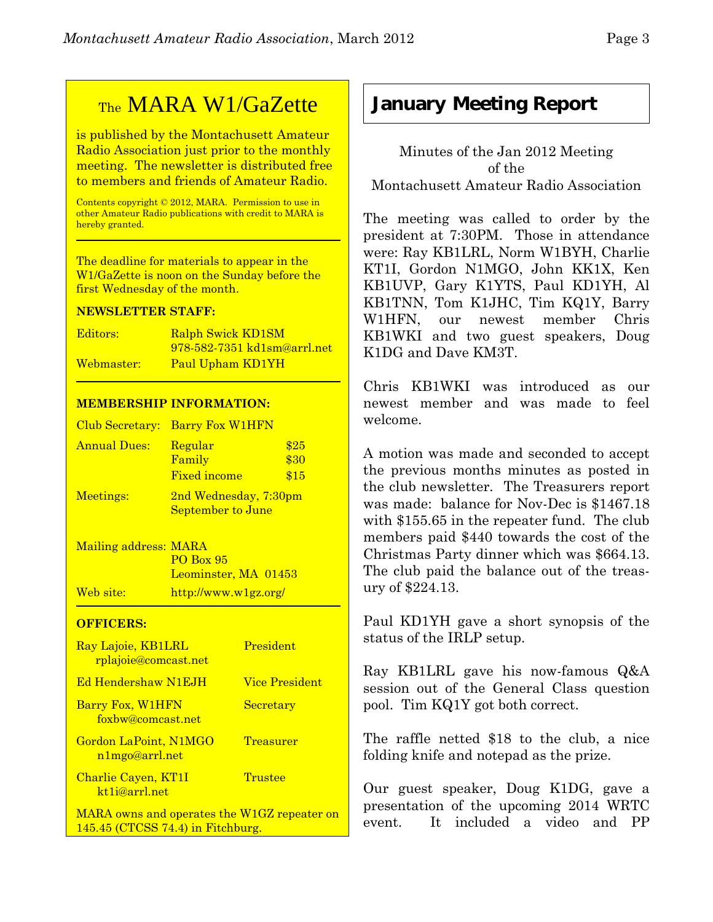## The MARA W1/GaZette

is published by the Montachusett Amateur Radio Association just prior to the monthly meeting. The newsletter is distributed free to members and friends of Amateur Radio.

Contents copyright © 2012, MARA. Permission to use in other Amateur Radio publications with credit to MARA is hereby granted.

---

The deadline for materials to appear in the W1/GaZette is noon on the Sunday before the first Wednesday of the month.

**NEWSLETTER STAFF:**

| | |
|---|---|
| Editors: | Ralph Swick KD1SM<br>978-582-7351 kd1sm@arrl.net |
| Webmaster: | Paul Upham KD1YH |

---

**MEMBERSHIP INFORMATION:**

| | | |
|---|---|---|
| Club Secretary: | Barry Fox W1HFN | |
| Annual Dues: | Regular | $25 |
| | Family | $30 |
| | Fixed income | $15 |
| Meetings: | 2nd Wednesday, 7:30pm<br>September to June | |
| Mailing address: | MARA<br>PO Box 95<br>Leominster, MA 01453 | |
| Web site: | http://www.w1gz.org/ | |

---

**OFFICERS:**

| | |
|---|---|
| Ray Lajoie, KB1LRL<br>rplajoie@comcast.net | President |
| Ed Hendershaw N1EJH | Vice President |
| Barry Fox, W1HFN<br>foxbw@comcast.net | Secretary |
| Gordon LaPoint, N1MGO<br>n1mgo@arrl.net | Treasurer |
| Charlie Cayen, KT1I<br>kt1i@arrl.net | Trustee |

MARA owns and operates the W1GZ repeater on 145.45 (CTCSS 74.4) in Fitchburg.

# January Meeting Report

Minutes of the Jan 2012 Meeting
of the
Montachusett Amateur Radio Association

The meeting was called to order by the president at 7:30PM. Those in attendance were: Ray KB1LRL, Norm W1BYH, Charlie KT1I, Gordon N1MGO, John KK1X, Ken KB1UVP, Gary K1YTS, Paul KD1YH, Al KB1TNN, Tom K1JHC, Tim KQ1Y, Barry W1HFN, our newest member Chris KB1WKI and two guest speakers, Doug K1DG and Dave KM3T.

Chris KB1WKI was introduced as our newest member and was made to feel welcome.

A motion was made and seconded to accept the previous months minutes as posted in the club newsletter. The Treasurers report was made: balance for Nov-Dec is $1467.18 with $155.65 in the repeater fund. The club members paid $440 towards the cost of the Christmas Party dinner which was $664.13. The club paid the balance out of the treasury of $224.13.

Paul KD1YH gave a short synopsis of the status of the IRLP setup.

Ray KB1LRL gave his now-famous Q&A session out of the General Class question pool. Tim KQ1Y got both correct.

The raffle netted $18 to the club, a nice folding knife and notepad as the prize.

Our guest speaker, Doug K1DG, gave a presentation of the upcoming 2014 WRTC event. It included a video and PP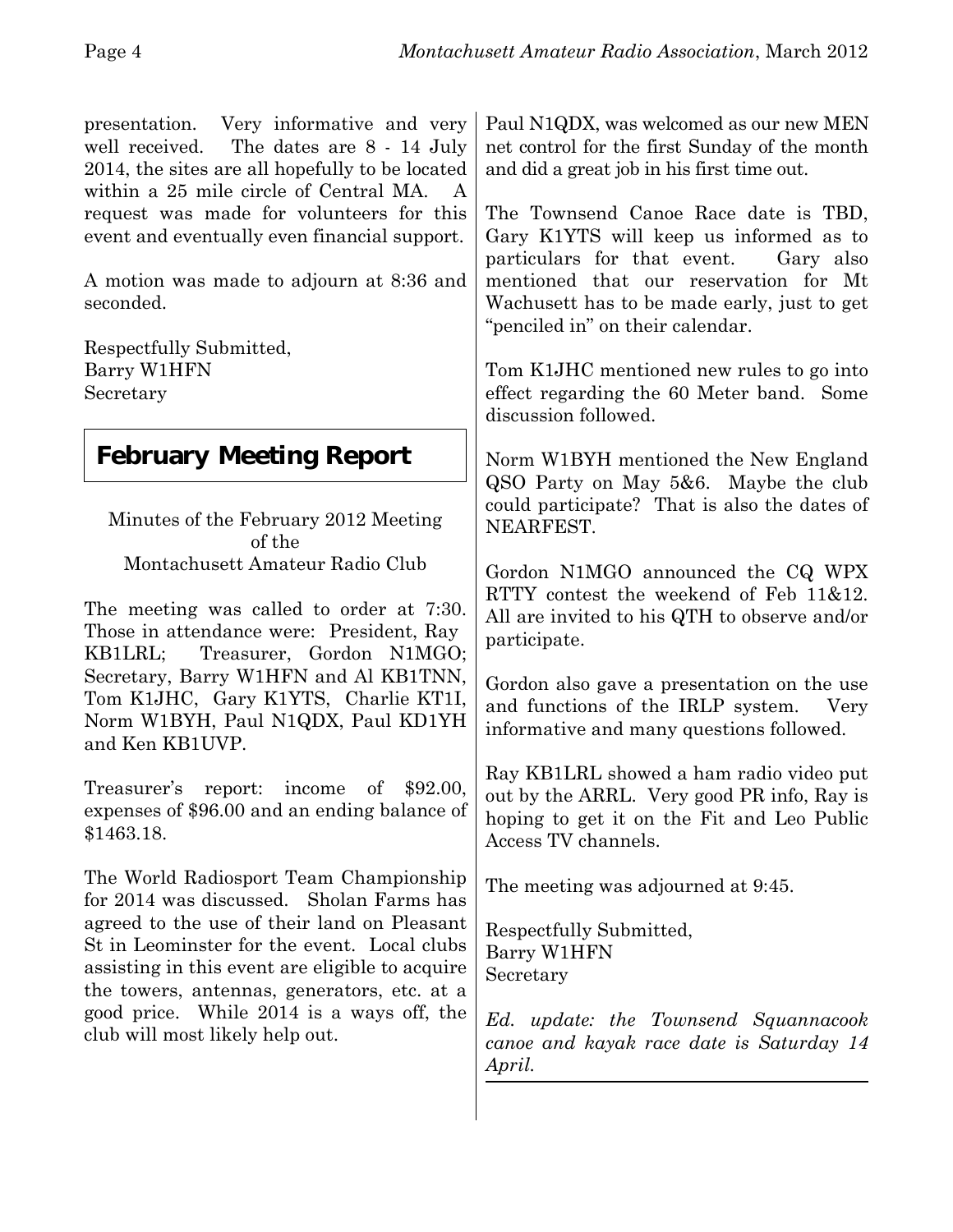presentation. Very informative and very well received. The dates are 8 - 14 July 2014, the sites are all hopefully to be located within a 25 mile circle of Central MA. A request was made for volunteers for this event and eventually even financial support.

A motion was made to adjourn at 8:36 and seconded.

Respectfully Submitted,
Barry W1HFN
Secretary

## February Meeting Report

Minutes of the February 2012 Meeting
of the
Montachusett Amateur Radio Club

The meeting was called to order at 7:30. Those in attendance were: President, Ray KB1LRL; Treasurer, Gordon N1MGO; Secretary, Barry W1HFN and Al KB1TNN, Tom K1JHC, Gary K1YTS, Charlie KT1I, Norm W1BYH, Paul N1QDX, Paul KD1YH and Ken KB1UVP.

Treasurer's report: income of $92.00, expenses of $96.00 and an ending balance of $1463.18.

The World Radiosport Team Championship for 2014 was discussed. Sholan Farms has agreed to the use of their land on Pleasant St in Leominster for the event. Local clubs assisting in this event are eligible to acquire the towers, antennas, generators, etc. at a good price. While 2014 is a ways off, the club will most likely help out.

Paul N1QDX, was welcomed as our new MEN net control for the first Sunday of the month and did a great job in his first time out.

The Townsend Canoe Race date is TBD, Gary K1YTS will keep us informed as to particulars for that event. Gary also mentioned that our reservation for Mt Wachusett has to be made early, just to get "penciled in" on their calendar.

Tom K1JHC mentioned new rules to go into effect regarding the 60 Meter band. Some discussion followed.

Norm W1BYH mentioned the New England QSO Party on May 5&6. Maybe the club could participate? That is also the dates of NEARFEST.

Gordon N1MGO announced the CQ WPX RTTY contest the weekend of Feb 11&12. All are invited to his QTH to observe and/or participate.

Gordon also gave a presentation on the use and functions of the IRLP system. Very informative and many questions followed.

Ray KB1LRL showed a ham radio video put out by the ARRL. Very good PR info, Ray is hoping to get it on the Fit and Leo Public Access TV channels.

The meeting was adjourned at 9:45.

Respectfully Submitted,
Barry W1HFN
Secretary

*Ed. update: the Townsend Squannacook canoe and kayak race date is Saturday 14 April.*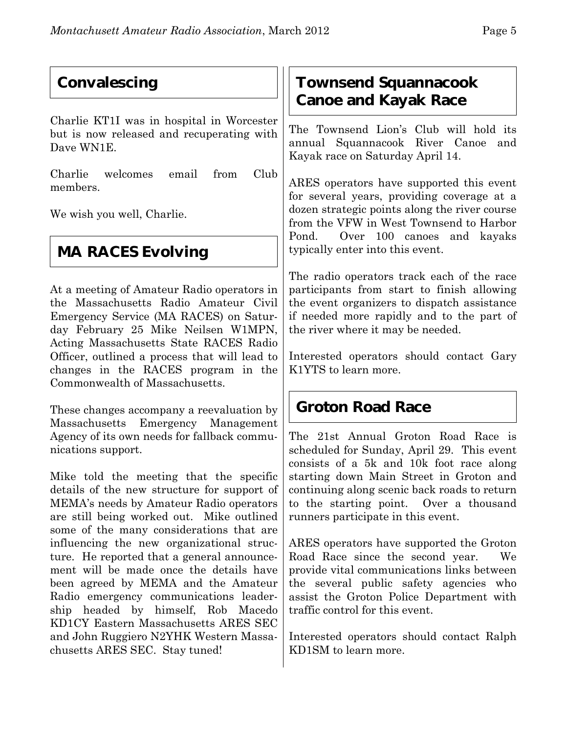## Convalescing

Charlie KT1I was in hospital in Worcester but is now released and recuperating with Dave WN1E.

Charlie welcomes email from Club members.

We wish you well, Charlie.

## MA RACES Evolving

At a meeting of Amateur Radio operators in the Massachusetts Radio Amateur Civil Emergency Service (MA RACES) on Saturday February 25 Mike Neilsen W1MPN, Acting Massachusetts State RACES Radio Officer, outlined a process that will lead to changes in the RACES program in the Commonwealth of Massachusetts.

These changes accompany a reevaluation by Massachusetts Emergency Management Agency of its own needs for fallback communications support.

Mike told the meeting that the specific details of the new structure for support of MEMA's needs by Amateur Radio operators are still being worked out. Mike outlined some of the many considerations that are influencing the new organizational structure. He reported that a general announcement will be made once the details have been agreed by MEMA and the Amateur Radio emergency communications leadership headed by himself, Rob Macedo KD1CY Eastern Massachusetts ARES SEC and John Ruggiero N2YHK Western Massachusetts ARES SEC. Stay tuned!

## Townsend Squannacook Canoe and Kayak Race

The Townsend Lion's Club will hold its annual Squannacook River Canoe and Kayak race on Saturday April 14.

ARES operators have supported this event for several years, providing coverage at a dozen strategic points along the river course from the VFW in West Townsend to Harbor Pond. Over 100 canoes and kayaks typically enter into this event.

The radio operators track each of the race participants from start to finish allowing the event organizers to dispatch assistance if needed more rapidly and to the part of the river where it may be needed.

Interested operators should contact Gary K1YTS to learn more.

## Groton Road Race

The 21st Annual Groton Road Race is scheduled for Sunday, April 29. This event consists of a 5k and 10k foot race along starting down Main Street in Groton and continuing along scenic back roads to return to the starting point. Over a thousand runners participate in this event.

ARES operators have supported the Groton Road Race since the second year. We provide vital communications links between the several public safety agencies who assist the Groton Police Department with traffic control for this event.

Interested operators should contact Ralph KD1SM to learn more.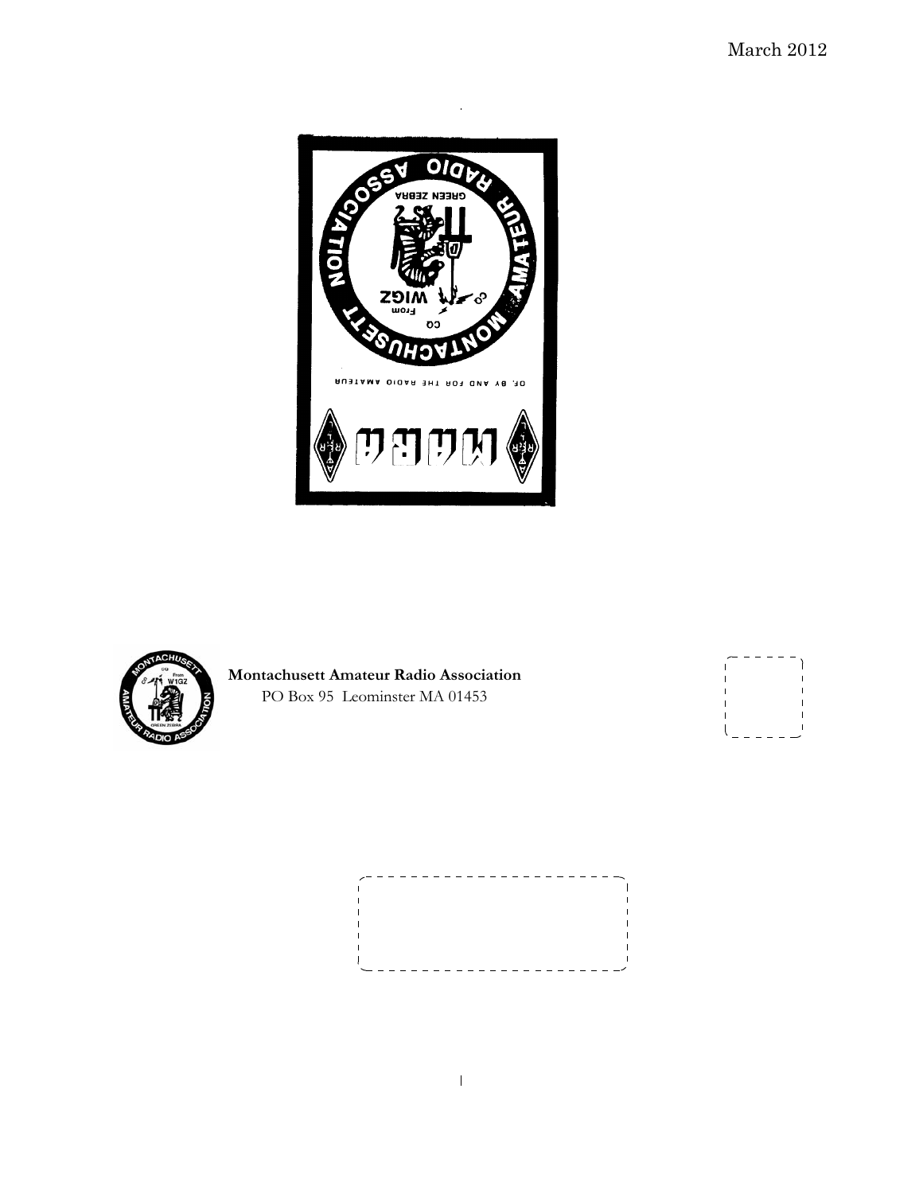**Montachusett Amateur Radio Association**
PO Box 95 Leominster MA 01453